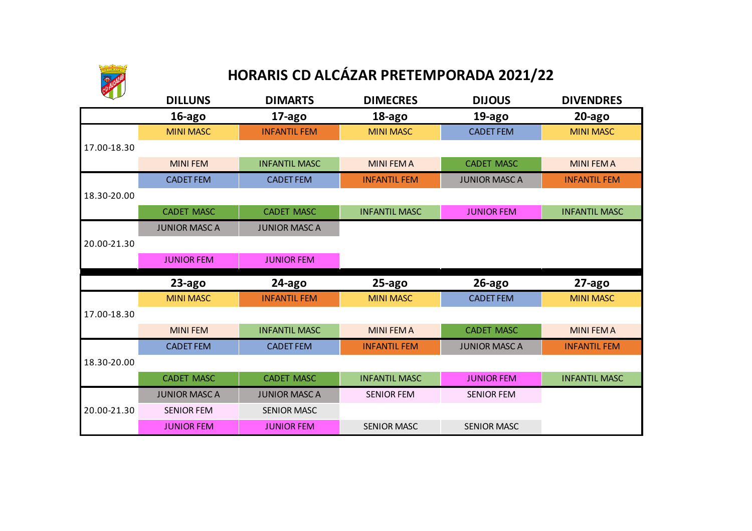# HORARIS CD ALCÁZAR PRETEMPORADA 2021/22

| | DILLUNS | DIMARTS | DIMECRES | DIJOUS | DIVENDRES |
|---|---|---|---|---|---|
| | 16-ago | 17-ago | 18-ago | 19-ago | 20-ago |
| 17.00-18.30 | MINI MASC | INFANTIL FEM | MINI MASC | CADET FEM | MINI MASC |
| | MINI FEM | INFANTIL MASC | MINI FEM A | CADET MASC | MINI FEM A |
| 18.30-20.00 | CADET FEM | CADET FEM | INFANTIL FEM | JUNIOR MASC A | INFANTIL FEM |
| | CADET MASC | CADET MASC | INFANTIL MASC | JUNIOR FEM | INFANTIL MASC |
| 20.00-21.30 | JUNIOR MASC A | JUNIOR MASC A | | | |
| | JUNIOR FEM | JUNIOR FEM | | | |
| | 23-ago | 24-ago | 25-ago | 26-ago | 27-ago |
| 17.00-18.30 | MINI MASC | INFANTIL FEM | MINI MASC | CADET FEM | MINI MASC |
| | MINI FEM | INFANTIL MASC | MINI FEM A | CADET MASC | MINI FEM A |
| 18.30-20.00 | CADET FEM | CADET FEM | INFANTIL FEM | JUNIOR MASC A | INFANTIL FEM |
| | CADET MASC | CADET MASC | INFANTIL MASC | JUNIOR FEM | INFANTIL MASC |
| 20.00-21.30 | JUNIOR MASC A | JUNIOR MASC A | SENIOR FEM | SENIOR FEM | |
| | SENIOR FEM | SENIOR MASC | | | |
| | JUNIOR FEM | JUNIOR FEM | SENIOR MASC | SENIOR MASC | |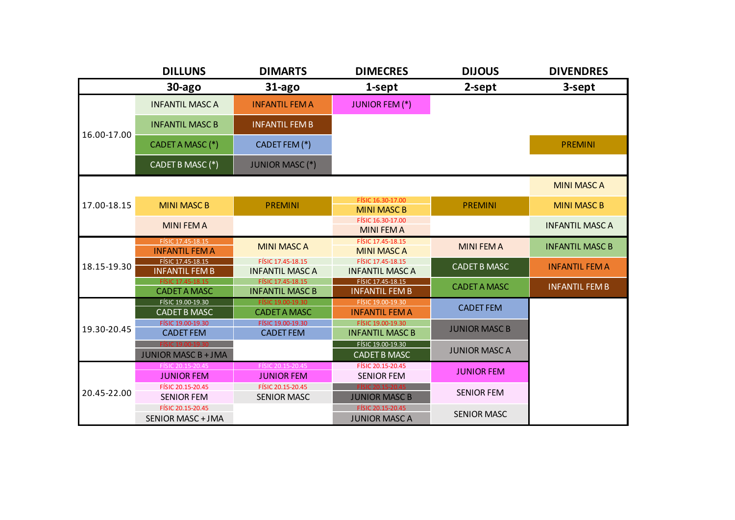| | DILLUNS | DIMARTS | DIMECRES | DIJOUS | DIVENDRES |
|---|---|---|---|---|---|
| | 30-ago | 31-ago | 1-sept | 2-sept | 3-sept |
| 16.00-17.00 | INFANTIL MASC A | INFANTIL FEM A | JUNIOR FEM (*) | | |
| | INFANTIL MASC B | INFANTIL FEM B | | | |
| | CADET A MASC (*) | CADET FEM (*) | | | PREMINI |
| | CADET B MASC (*) | JUNIOR MASC (*) | | | |
| 17.00-18.15 | | | | | MINI MASC A |
| | MINI MASC B | PREMINI | FÍSIC 16.30-17.00<br>MINI MASC B | PREMINI | MINI MASC B |
| | MINI FEM A | | FÍSIC 16.30-17.00<br>MINI FEM A | | INFANTIL MASC A |
| 18.15-19.30 | FÍSIC 17.45-18.15<br>INFANTIL FEM A | MINI MASC A | FÍSIC 17.45-18.15<br>MINI MASC A | MINI FEM A | INFANTIL MASC B |
| | FÍSIC 17.45-18.15<br>INFANTIL FEM B | FÍSIC 17.45-18.15<br>INFANTIL MASC A | FÍSIC 17.45-18.15<br>INFANTIL MASC A | CADET B MASC | INFANTIL FEM A |
| | FÍSIC 17.45-18.15<br>CADET A MASC | FÍSIC 17.45-18.15<br>INFANTIL MASC B | FÍSIC 17.45-18.15<br>INFANTIL FEM B | CADET A MASC | INFANTIL FEM B |
| 19.30-20.45 | FÍSIC 19.00-19.30<br>CADET B MASC | FÍSIC 19.00-19.30<br>CADET A MASC | FÍSIC 19.00-19.30<br>INFANTIL FEM A | CADET FEM | |
| | FÍSIC 19.00-19.30<br>CADET FEM | FÍSIC 19.00-19.30<br>CADET FEM | FÍSIC 19.00-19.30<br>INFANTIL MASC B | JUNIOR MASC B | |
| | FÍSIC 19.00-19.30<br>JUNIOR MASC B + JMA | | FÍSIC 19.00-19.30<br>CADET B MASC | JUNIOR MASC A | |
| 20.45-22.00 | FÍSIC 20.15-20.45<br>JUNIOR FEM | FÍSIC 20.15-20.45<br>JUNIOR FEM | FÍSIC 20.15-20.45<br>SENIOR FEM | JUNIOR FEM | |
| | FÍSIC 20.15-20.45<br>SENIOR FEM | FÍSIC 20.15-20.45<br>SENIOR MASC | FÍSIC 20.15-20.45<br>JUNIOR MASC B | SENIOR FEM | |
| | FÍSIC 20.15-20.45<br>SENIOR MASC + JMA | | FÍSIC 20.15-20.45<br>JUNIOR MASC A | SENIOR MASC | |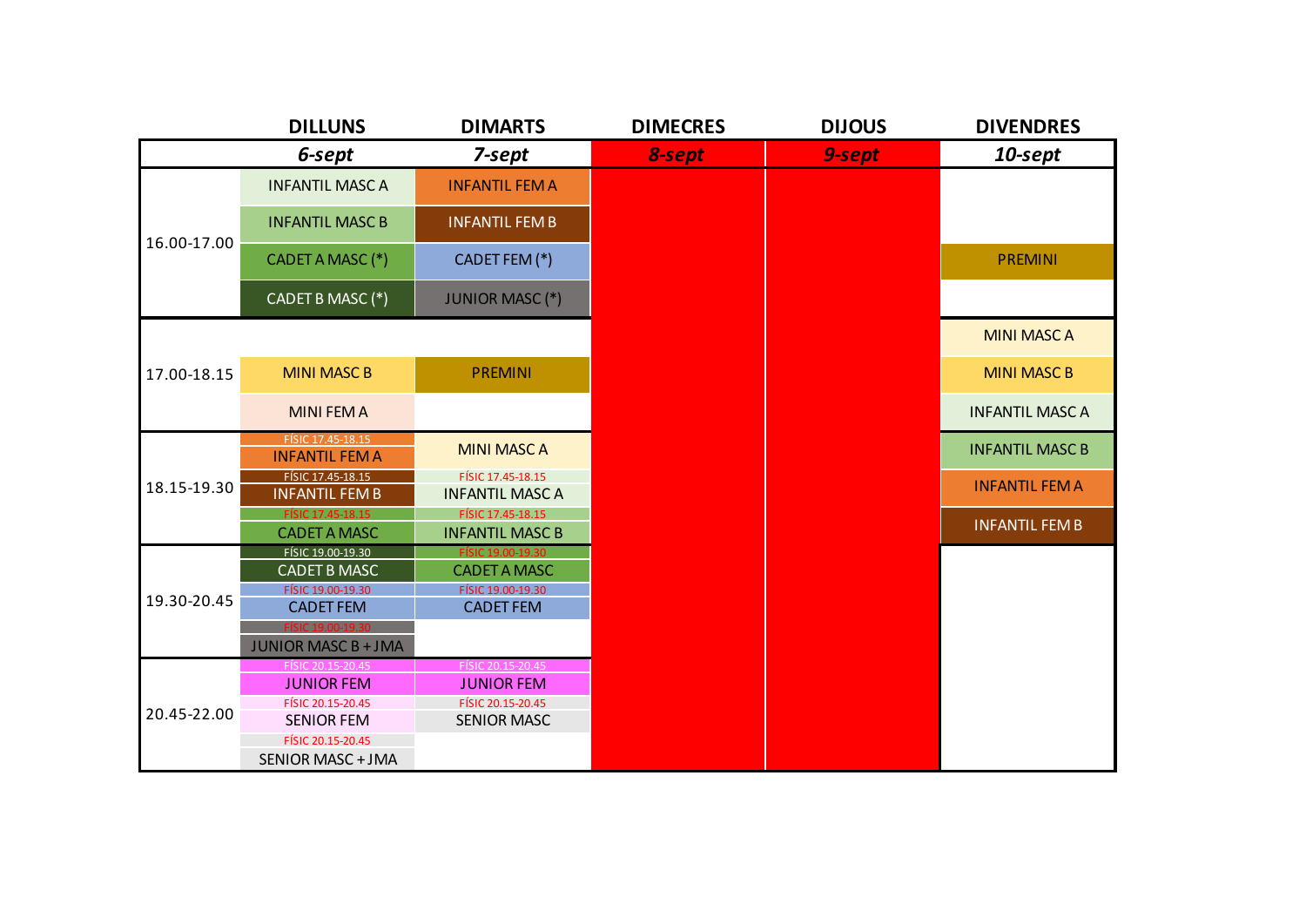| | DILLUNS | DIMARTS | DIMECRES | DIJOUS | DIVENDRES |
|---|---|---|---|---|---|
| | *6-sept* | *7-sept* | *8-sept* | *9-sept* | *10-sept* |
| 16.00-17.00 | INFANTIL MASC A | INFANTIL FEM A | | | |
| | INFANTIL MASC B | INFANTIL FEM B | | | |
| | CADET A MASC (*) | CADET FEM (*) | | | PREMINI |
| | CADET B MASC (*) | JUNIOR MASC (*) | | | |
| 17.00-18.15 | | | | | MINI MASC A |
| | MINI MASC B | PREMINI | | | MINI MASC B |
| | MINI FEM A | | | | INFANTIL MASC A |
| 18.15-19.30 | FÍSIC 17.45-18.15 INFANTIL FEM A | MINI MASC A | | | INFANTIL MASC B |
| | FÍSIC 17.45-18.15 INFANTIL FEM B | FÍSIC 17.45-18.15 INFANTIL MASC A | | | INFANTIL FEM A |
| | FÍSIC 17.45-18.15 CADET A MASC | FÍSIC 17.45-18.15 INFANTIL MASC B | | | INFANTIL FEM B |
| 19.30-20.45 | FÍSIC 19.00-19.30 CADET B MASC | FÍSIC 19.00-19.30 CADET A MASC | | | |
| | FÍSIC 19.00-19.30 CADET FEM | FÍSIC 19.00-19.30 CADET FEM | | | |
| | FÍSIC 19.00-19.30 JUNIOR MASC B + JMA | | | | |
| 20.45-22.00 | FÍSIC 20.15-20.45 JUNIOR FEM | FÍSIC 20.15-20.45 JUNIOR FEM | | | |
| | FÍSIC 20.15-20.45 SENIOR FEM | FÍSIC 20.15-20.45 SENIOR MASC | | | |
| | FÍSIC 20.15-20.45 SENIOR MASC + JMA | | | | |